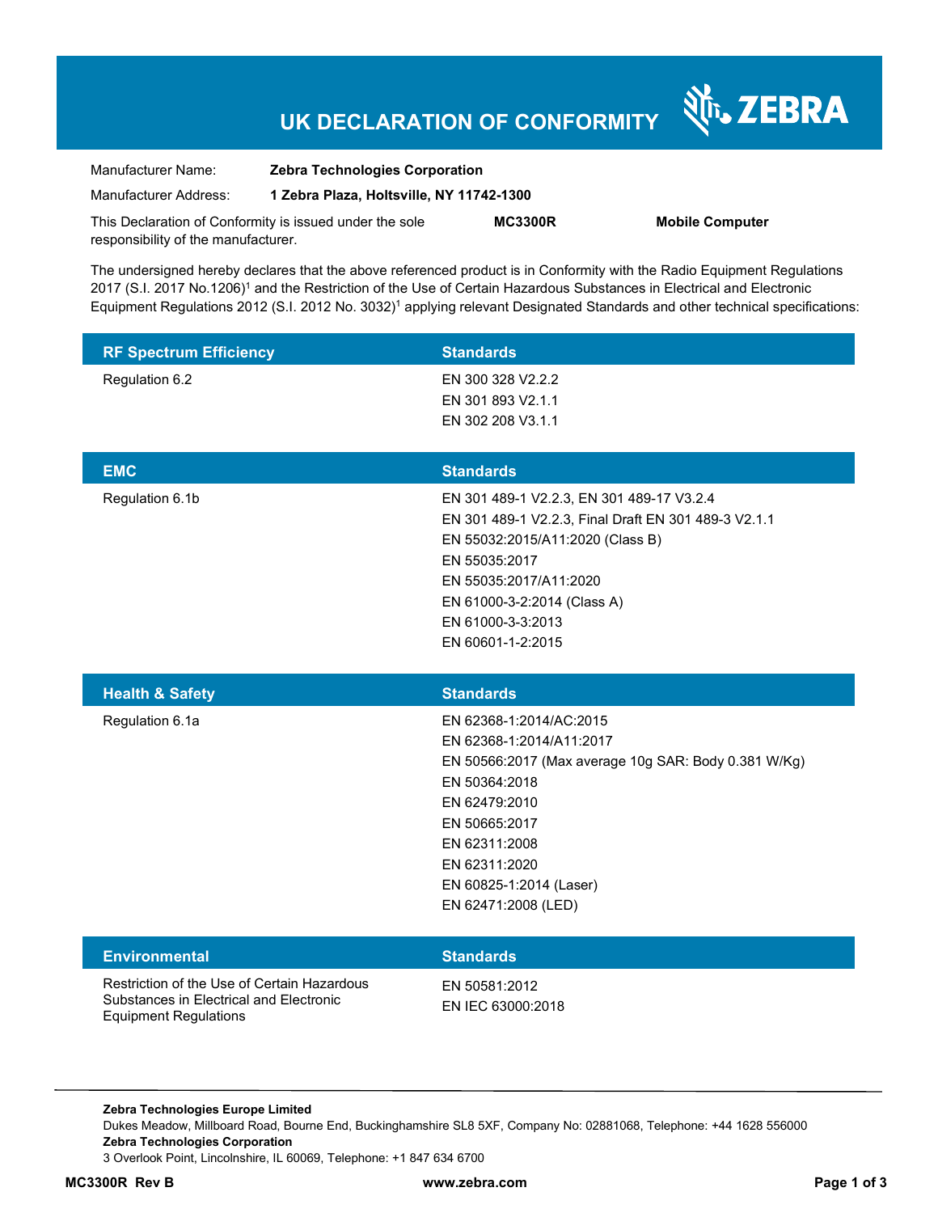# UK DECLARATION OF CONFORMITY

ZEBRA

| | |
|---|---|
| Manufacturer Name: | **Zebra Technologies Corporation** |
| Manufacturer Address: | **1 Zebra Plaza, Holtsville, NY 11742-1300** |

This Declaration of Conformity is issued under the sole responsibility of the manufacturer. **MC3300R** **Mobile Computer**

The undersigned hereby declares that the above referenced product is in Conformity with the Radio Equipment Regulations 2017 (S.I. 2017 No.1206)[1] and the Restriction of the Use of Certain Hazardous Substances in Electrical and Electronic Equipment Regulations 2012 (S.I. 2012 No. 3032)[1] applying relevant Designated Standards and other technical specifications:

| RF Spectrum Efficiency | Standards |
|---|---|
| Regulation 6.2 | EN 300 328 V2.2.2<br>EN 301 893 V2.1.1<br>EN 302 208 V3.1.1 |

| EMC | Standards |
|---|---|
| Regulation 6.1b | EN 301 489-1 V2.2.3, EN 301 489-17 V3.2.4<br>EN 301 489-1 V2.2.3, Final Draft EN 301 489-3 V2.1.1<br>EN 55032:2015/A11:2020 (Class B)<br>EN 55035:2017<br>EN 55035:2017/A11:2020<br>EN 61000-3-2:2014 (Class A)<br>EN 61000-3-3:2013<br>EN 60601-1-2:2015 |

| Health & Safety | Standards |
|---|---|
| Regulation 6.1a | EN 62368-1:2014/AC:2015<br>EN 62368-1:2014/A11:2017<br>EN 50566:2017 (Max average 10g SAR: Body 0.381 W/Kg)<br>EN 50364:2018<br>EN 62479:2010<br>EN 50665:2017<br>EN 62311:2008<br>EN 62311:2020<br>EN 60825-1:2014 (Laser)<br>EN 62471:2008 (LED) |

| Environmental | Standards |
|---|---|
| Restriction of the Use of Certain Hazardous Substances in Electrical and Electronic Equipment Regulations | EN 50581:2012<br>EN IEC 63000:2018 |

**Zebra Technologies Europe Limited**
Dukes Meadow, Millboard Road, Bourne End, Buckinghamshire SL8 5XF, Company No: 02881068, Telephone: +44 1628 556000
**Zebra Technologies Corporation**
3 Overlook Point, Lincolnshire, IL 60069, Telephone: +1 847 634 6700

**MC3300R Rev B** **www.zebra.com**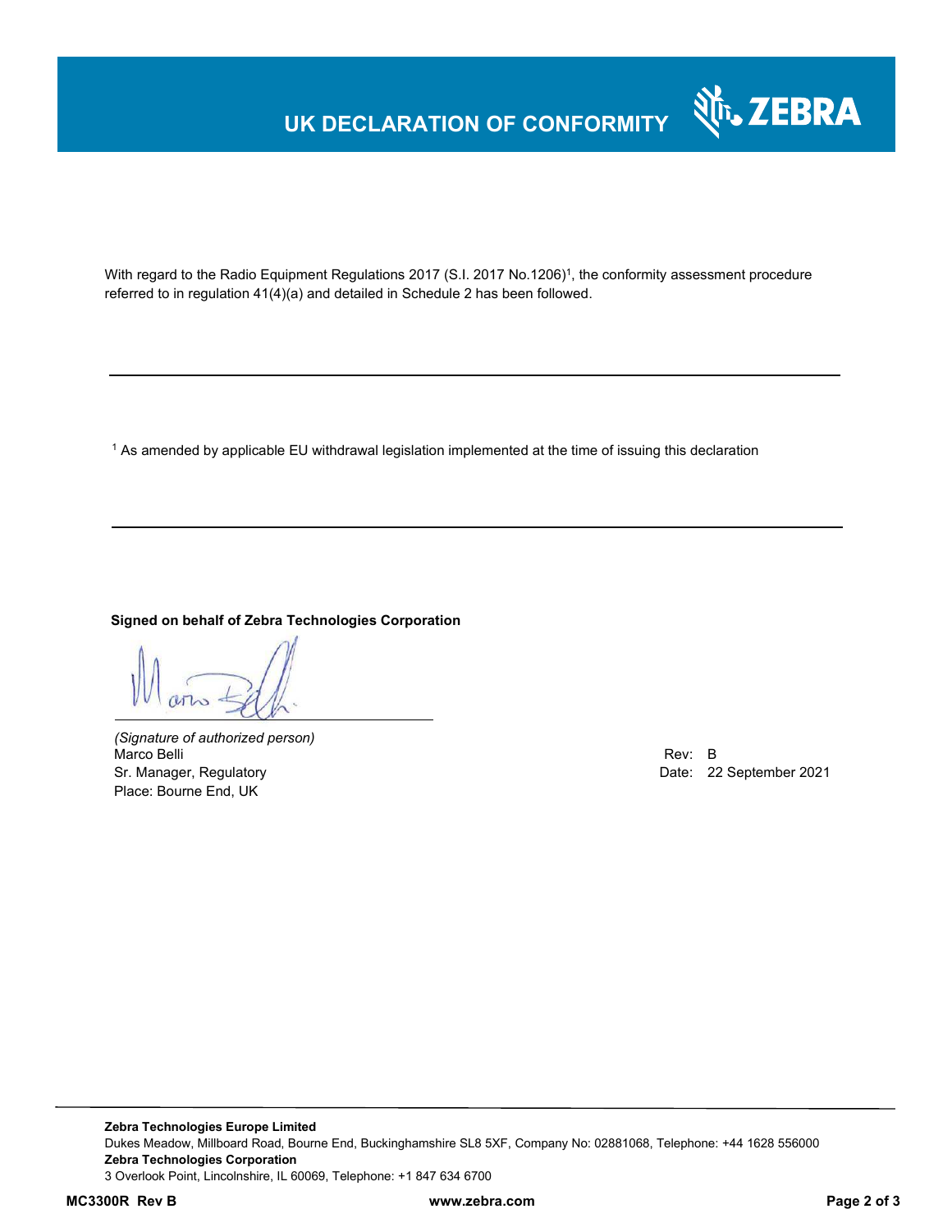# UK DECLARATION OF CONFORMITY

With regard to the Radio Equipment Regulations 2017 (S.I. 2017 No.1206)[1], the conformity assessment procedure referred to in regulation 41(4)(a) and detailed in Schedule 2 has been followed.

---

[1] As amended by applicable EU withdrawal legislation implemented at the time of issuing this declaration

---

**Signed on behalf of Zebra Technologies Corporation**

*(Signature of authorized person)*
Marco Belli
Sr. Manager, Regulatory
Place: Bourne End, UK

Rev: B
Date: 22 September 2021

**Zebra Technologies Europe Limited**
Dukes Meadow, Millboard Road, Bourne End, Buckinghamshire SL8 5XF, Company No: 02881068, Telephone: +44 1628 556000
**Zebra Technologies Corporation**
3 Overlook Point, Lincolnshire, IL 60069, Telephone: +1 847 634 6700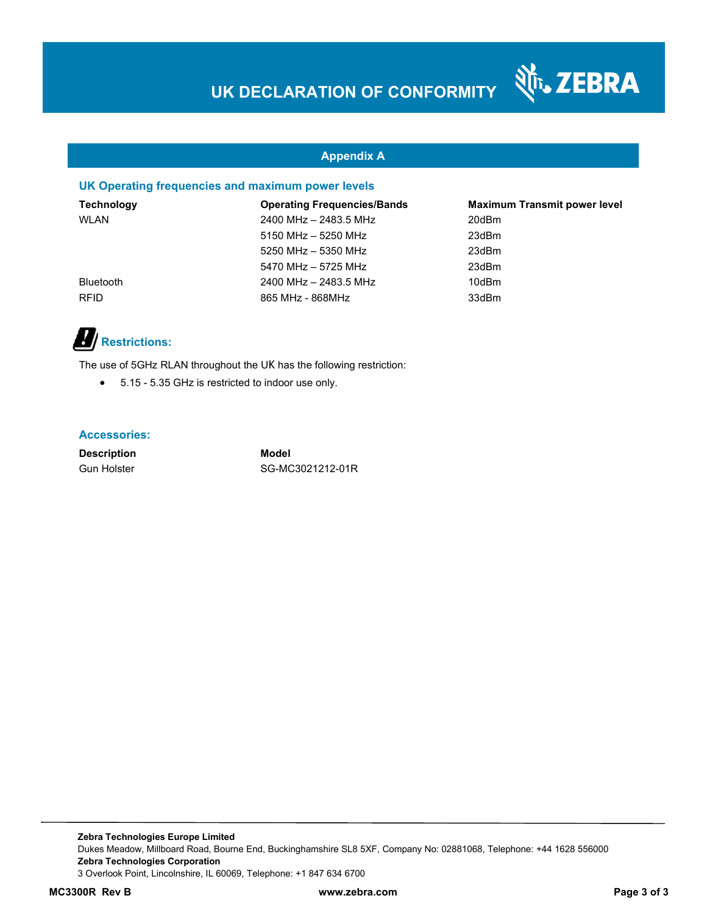# UK DECLARATION OF CONFORMITY

## Appendix A

### UK Operating frequencies and maximum power levels

| Technology | Operating Frequencies/Bands | Maximum Transmit power level |
|---|---|---|
| WLAN | 2400 MHz – 2483.5 MHz | 20dBm |
| | 5150 MHz – 5250 MHz | 23dBm |
| | 5250 MHz – 5350 MHz | 23dBm |
| | 5470 MHz – 5725 MHz | 23dBm |
| Bluetooth | 2400 MHz – 2483.5 MHz | 10dBm |
| RFID | 865 MHz - 868MHz | 33dBm |

### Restrictions:

The use of 5GHz RLAN throughout the UK has the following restriction:

- 5.15 - 5.35 GHz is restricted to indoor use only.

### Accessories:

| Description | Model |
|---|---|
| Gun Holster | SG-MC3021212-01R |

**Zebra Technologies Europe Limited**
Dukes Meadow, Millboard Road, Bourne End, Buckinghamshire SL8 5XF, Company No: 02881068, Telephone: +44 1628 556000
**Zebra Technologies Corporation**
3 Overlook Point, Lincolnshire, IL 60069, Telephone: +1 847 634 6700

**MC3300R Rev B** **www.zebra.com**